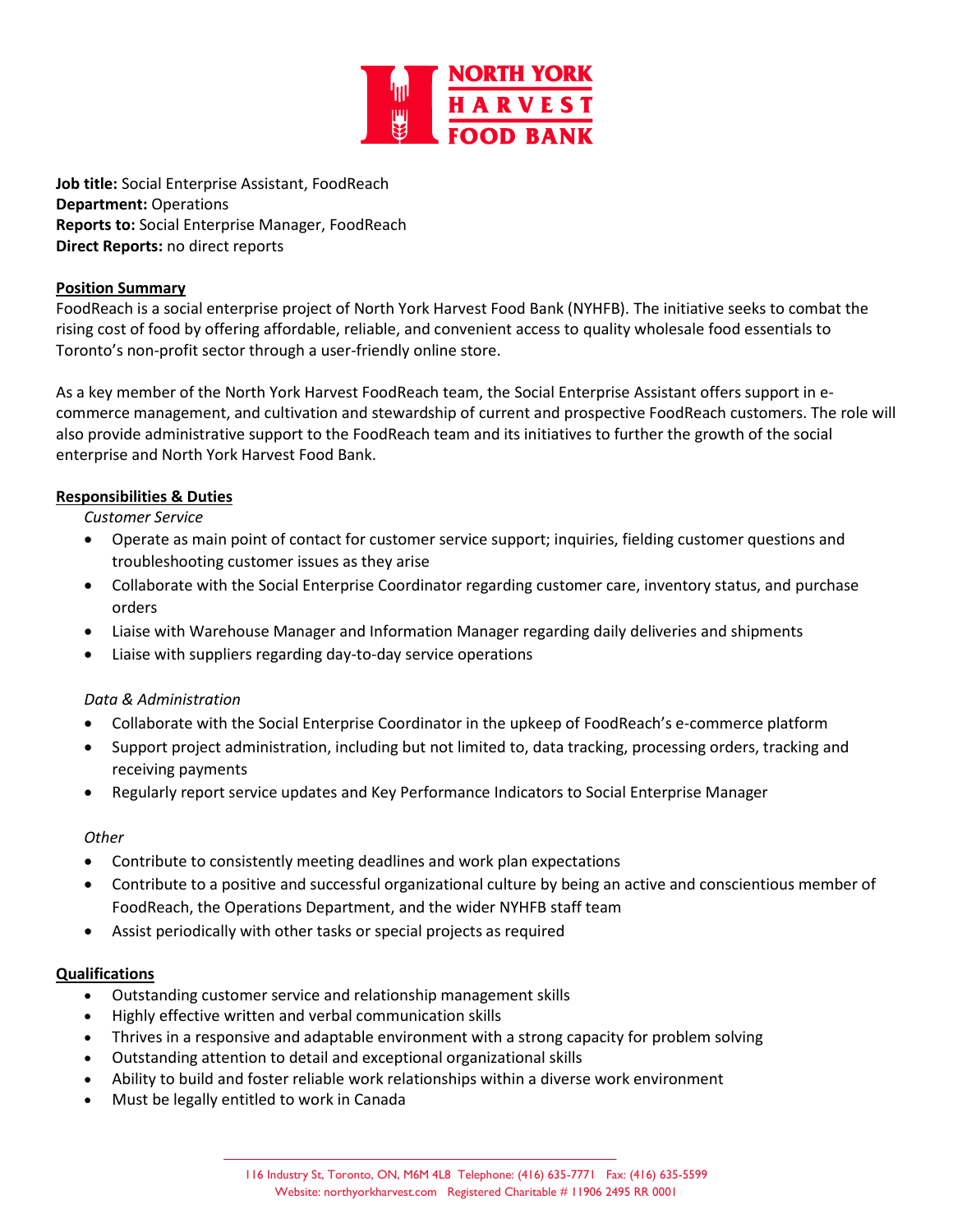**Job title:** Social Enterprise Assistant, FoodReach
**Department:** Operations
**Reports to:** Social Enterprise Manager, FoodReach
**Direct Reports:** no direct reports

## Position Summary

FoodReach is a social enterprise project of North York Harvest Food Bank (NYHFB). The initiative seeks to combat the rising cost of food by offering affordable, reliable, and convenient access to quality wholesale food essentials to Toronto's non-profit sector through a user-friendly online store.

As a key member of the North York Harvest FoodReach team, the Social Enterprise Assistant offers support in e-commerce management, and cultivation and stewardship of current and prospective FoodReach customers. The role will also provide administrative support to the FoodReach team and its initiatives to further the growth of the social enterprise and North York Harvest Food Bank.

## Responsibilities & Duties

*Customer Service*

- Operate as main point of contact for customer service support; inquiries, fielding customer questions and troubleshooting customer issues as they arise
- Collaborate with the Social Enterprise Coordinator regarding customer care, inventory status, and purchase orders
- Liaise with Warehouse Manager and Information Manager regarding daily deliveries and shipments
- Liaise with suppliers regarding day-to-day service operations

*Data & Administration*

- Collaborate with the Social Enterprise Coordinator in the upkeep of FoodReach's e-commerce platform
- Support project administration, including but not limited to, data tracking, processing orders, tracking and receiving payments
- Regularly report service updates and Key Performance Indicators to Social Enterprise Manager

*Other*

- Contribute to consistently meeting deadlines and work plan expectations
- Contribute to a positive and successful organizational culture by being an active and conscientious member of FoodReach, the Operations Department, and the wider NYHFB staff team
- Assist periodically with other tasks or special projects as required

## Qualifications

- Outstanding customer service and relationship management skills
- Highly effective written and verbal communication skills
- Thrives in a responsive and adaptable environment with a strong capacity for problem solving
- Outstanding attention to detail and exceptional organizational skills
- Ability to build and foster reliable work relationships within a diverse work environment
- Must be legally entitled to work in Canada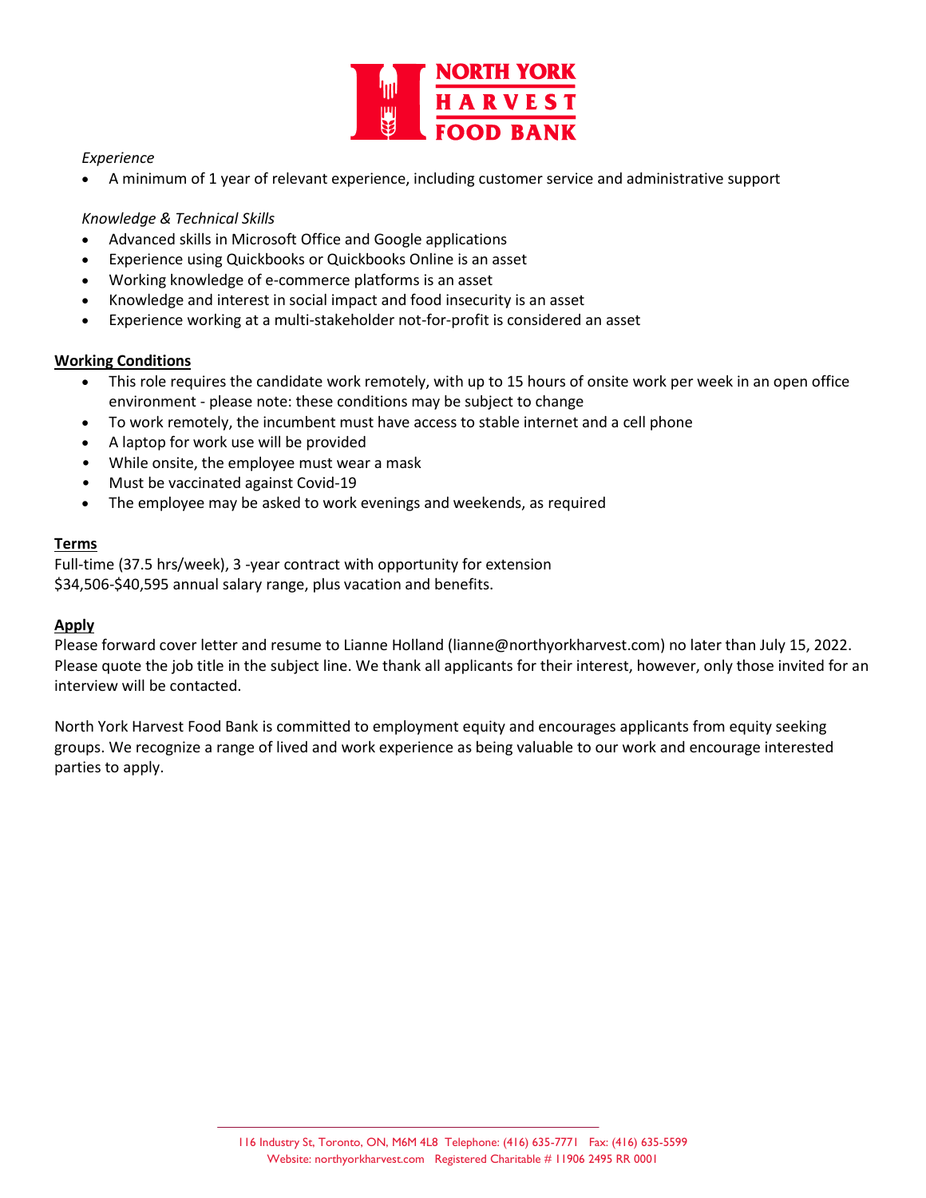*Experience*

- A minimum of 1 year of relevant experience, including customer service and administrative support

*Knowledge & Technical Skills*

- Advanced skills in Microsoft Office and Google applications
- Experience using Quickbooks or Quickbooks Online is an asset
- Working knowledge of e-commerce platforms is an asset
- Knowledge and interest in social impact and food insecurity is an asset
- Experience working at a multi-stakeholder not-for-profit is considered an asset

**Working Conditions**

- This role requires the candidate work remotely, with up to 15 hours of onsite work per week in an open office environment - please note: these conditions may be subject to change
- To work remotely, the incumbent must have access to stable internet and a cell phone
- A laptop for work use will be provided
- While onsite, the employee must wear a mask
- Must be vaccinated against Covid-19
- The employee may be asked to work evenings and weekends, as required

**Terms**

Full-time (37.5 hrs/week), 3 -year contract with opportunity for extension
$34,506-$40,595 annual salary range, plus vacation and benefits.

**Apply**

Please forward cover letter and resume to Lianne Holland (lianne@northyorkharvest.com) no later than July 15, 2022. Please quote the job title in the subject line. We thank all applicants for their interest, however, only those invited for an interview will be contacted.

North York Harvest Food Bank is committed to employment equity and encourages applicants from equity seeking groups. We recognize a range of lived and work experience as being valuable to our work and encourage interested parties to apply.